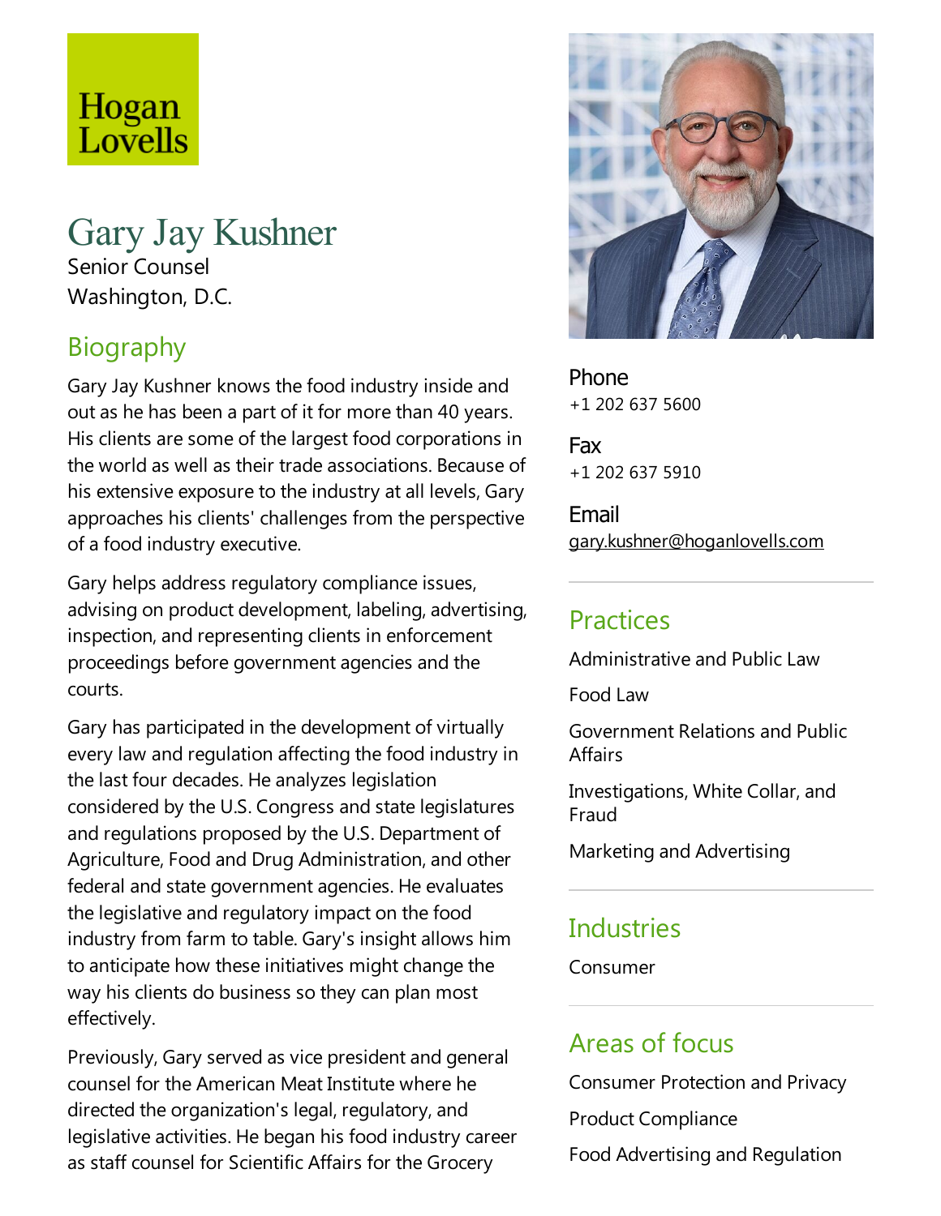Hogan Lovells

# Gary Jay Kushner

Senior Counsel
Washington, D.C.

## Biography

Gary Jay Kushner knows the food industry inside and out as he has been a part of it for more than 40 years. His clients are some of the largest food corporations in the world as well as their trade associations. Because of his extensive exposure to the industry at all levels, Gary approaches his clients' challenges from the perspective of a food industry executive.

Gary helps address regulatory compliance issues, advising on product development, labeling, advertising, inspection, and representing clients in enforcement proceedings before government agencies and the courts.

Gary has participated in the development of virtually every law and regulation affecting the food industry in the last four decades. He analyzes legislation considered by the U.S. Congress and state legislatures and regulations proposed by the U.S. Department of Agriculture, Food and Drug Administration, and other federal and state government agencies. He evaluates the legislative and regulatory impact on the food industry from farm to table. Gary's insight allows him to anticipate how these initiatives might change the way his clients do business so they can plan most effectively.

Previously, Gary served as vice president and general counsel for the American Meat Institute where he directed the organization's legal, regulatory, and legislative activities. He began his food industry career as staff counsel for Scientific Affairs for the Grocery

Phone
+1 202 637 5600

Fax
+1 202 637 5910

Email
gary.kushner@hoganlovells.com

## Practices

Administrative and Public Law

Food Law

Government Relations and Public Affairs

Investigations, White Collar, and Fraud

Marketing and Advertising

## Industries

Consumer

## Areas of focus

Consumer Protection and Privacy

Product Compliance

Food Advertising and Regulation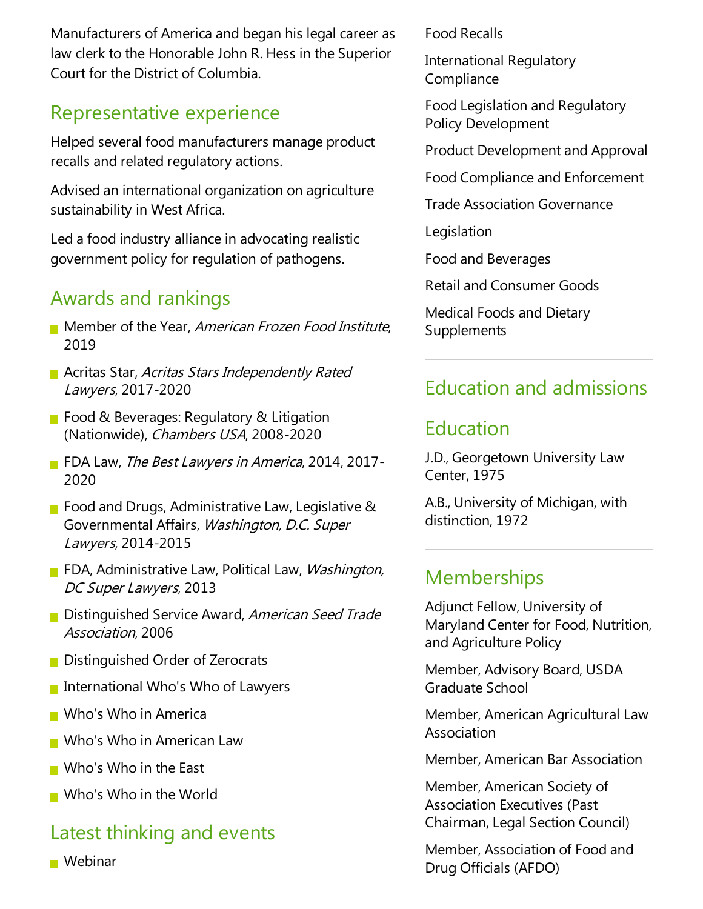Manufacturers of America and began his legal career as law clerk to the Honorable John R. Hess in the Superior Court for the District of Columbia.

## Representative experience

Helped several food manufacturers manage product recalls and related regulatory actions.

Advised an international organization on agriculture sustainability in West Africa.

Led a food industry alliance in advocating realistic government policy for regulation of pathogens.

## Awards and rankings

- Member of the Year, *American Frozen Food Institute*, 2019
- Acritas Star, *Acritas Stars Independently Rated Lawyers*, 2017-2020
- Food & Beverages: Regulatory & Litigation (Nationwide), *Chambers USA*, 2008-2020
- FDA Law, *The Best Lawyers in America*, 2014, 2017-2020
- Food and Drugs, Administrative Law, Legislative & Governmental Affairs, *Washington, D.C. Super Lawyers*, 2014-2015
- FDA, Administrative Law, Political Law, *Washington, DC Super Lawyers*, 2013
- Distinguished Service Award, *American Seed Trade Association*, 2006
- Distinguished Order of Zerocrats
- International Who's Who of Lawyers
- Who's Who in America
- Who's Who in American Law
- Who's Who in the East
- Who's Who in the World

## Latest thinking and events

- Webinar

Food Recalls

International Regulatory Compliance

Food Legislation and Regulatory Policy Development

Product Development and Approval

Food Compliance and Enforcement

Trade Association Governance

Legislation

Food and Beverages

Retail and Consumer Goods

Medical Foods and Dietary Supplements

## Education and admissions

## Education

J.D., Georgetown University Law Center, 1975

A.B., University of Michigan, with distinction, 1972

## Memberships

Adjunct Fellow, University of Maryland Center for Food, Nutrition, and Agriculture Policy

Member, Advisory Board, USDA Graduate School

Member, American Agricultural Law Association

Member, American Bar Association

Member, American Society of Association Executives (Past Chairman, Legal Section Council)

Member, Association of Food and Drug Officials (AFDO)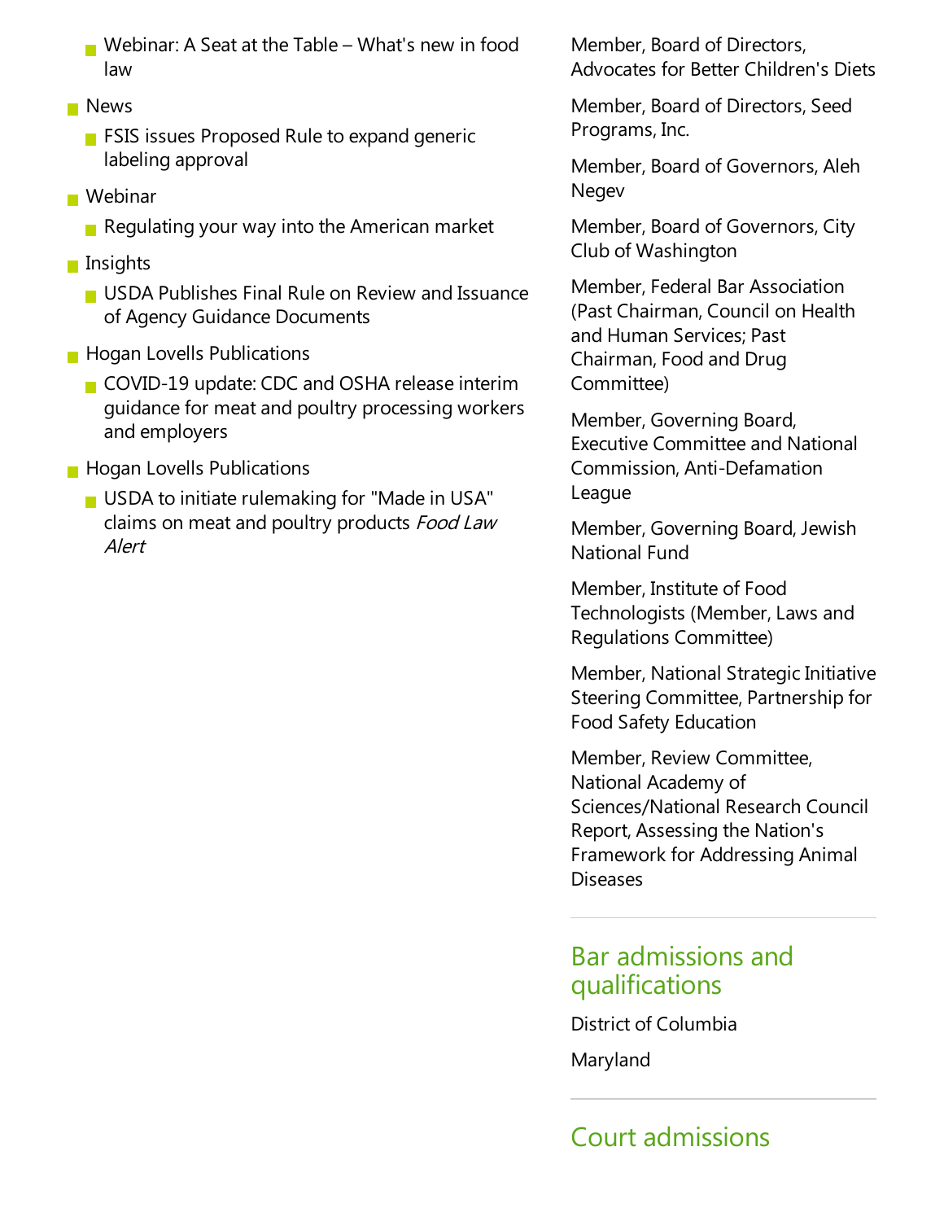- Webinar: A Seat at the Table – What's new in food law
- News
  - FSIS issues Proposed Rule to expand generic labeling approval
- Webinar
  - Regulating your way into the American market
- Insights
  - USDA Publishes Final Rule on Review and Issuance of Agency Guidance Documents
- Hogan Lovells Publications
  - COVID-19 update: CDC and OSHA release interim guidance for meat and poultry processing workers and employers
- Hogan Lovells Publications
  - USDA to initiate rulemaking for "Made in USA" claims on meat and poultry products *Food Law Alert*

Member, Board of Directors, Advocates for Better Children's Diets

Member, Board of Directors, Seed Programs, Inc.

Member, Board of Governors, Aleh Negev

Member, Board of Governors, City Club of Washington

Member, Federal Bar Association (Past Chairman, Council on Health and Human Services; Past Chairman, Food and Drug Committee)

Member, Governing Board, Executive Committee and National Commission, Anti-Defamation League

Member, Governing Board, Jewish National Fund

Member, Institute of Food Technologists (Member, Laws and Regulations Committee)

Member, National Strategic Initiative Steering Committee, Partnership for Food Safety Education

Member, Review Committee, National Academy of Sciences/National Research Council Report, Assessing the Nation's Framework for Addressing Animal Diseases

## Bar admissions and qualifications

District of Columbia

Maryland

## Court admissions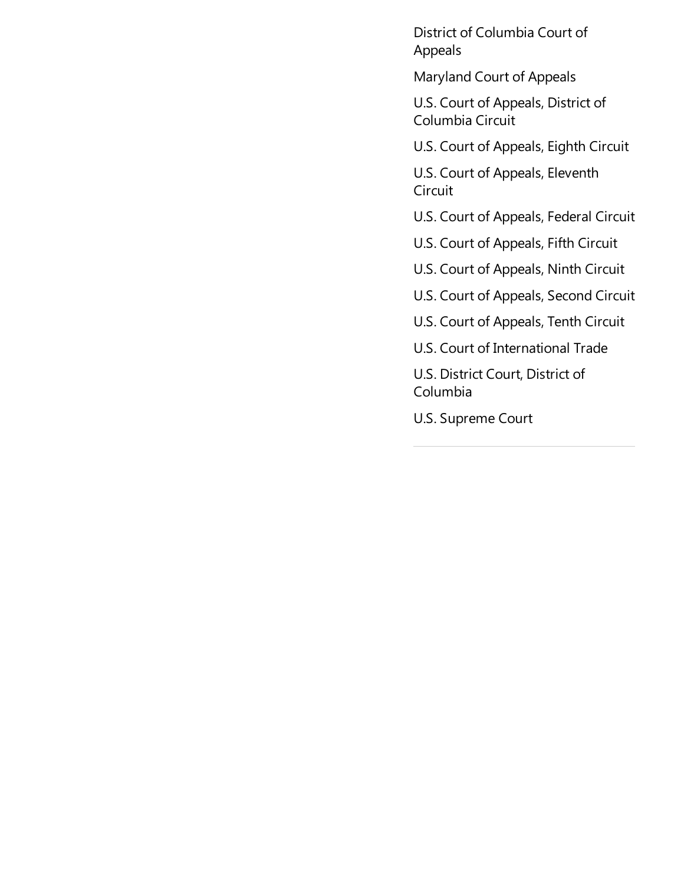District of Columbia Court of Appeals

Maryland Court of Appeals

U.S. Court of Appeals, District of Columbia Circuit

U.S. Court of Appeals, Eighth Circuit

U.S. Court of Appeals, Eleventh Circuit

U.S. Court of Appeals, Federal Circuit

U.S. Court of Appeals, Fifth Circuit

U.S. Court of Appeals, Ninth Circuit

U.S. Court of Appeals, Second Circuit

U.S. Court of Appeals, Tenth Circuit

U.S. Court of International Trade

U.S. District Court, District of Columbia

U.S. Supreme Court